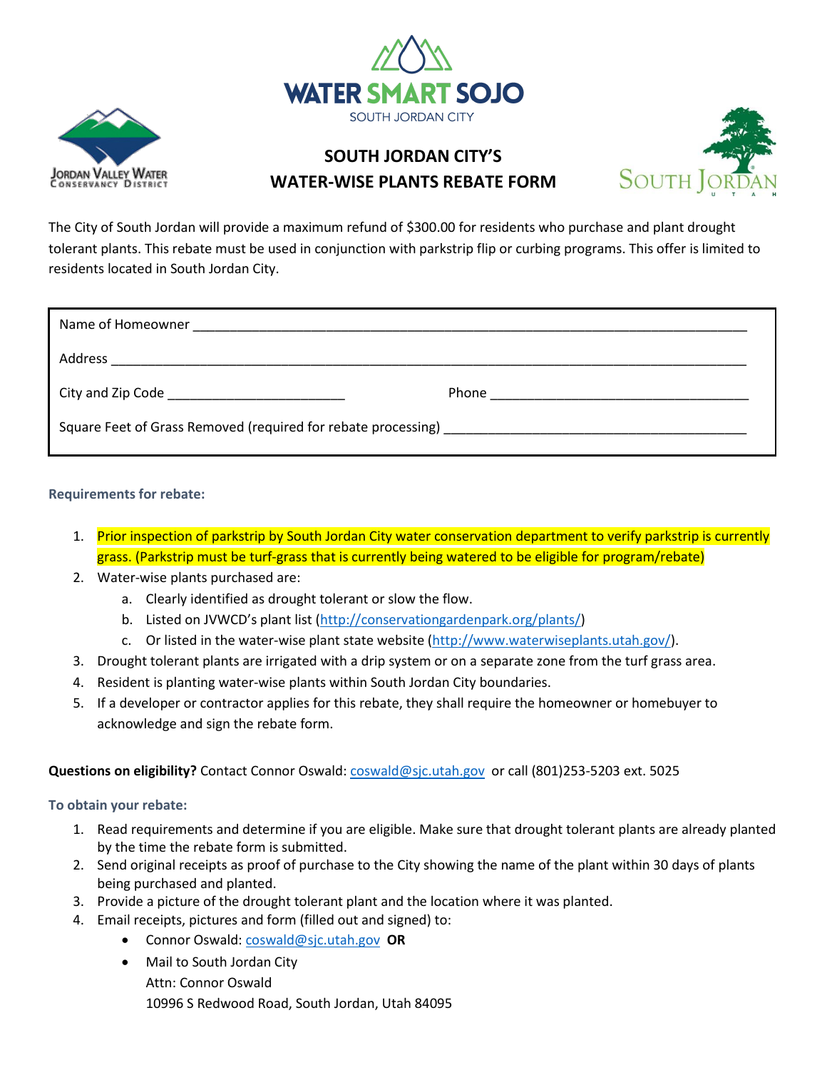WATER SMART SOJO

SOUTH JORDAN CITY

Jordan Valley Water Conservancy District

# SOUTH JORDAN CITY'S WATER-WISE PLANTS REBATE FORM

South Jordan Utah

The City of South Jordan will provide a maximum refund of $300.00 for residents who purchase and plant drought tolerant plants. This rebate must be used in conjunction with parkstrip flip or curbing programs. This offer is limited to residents located in South Jordan City.

Name of Homeowner ___________________________________________________________________________

Address ______________________________________________________________________________________

City and Zip Code ________________________ Phone ___________________________________

Square Feet of Grass Removed (required for rebate processing) _________________________________________

**Requirements for rebate:**

1. Prior inspection of parkstrip by South Jordan City water conservation department to verify parkstrip is currently grass. (Parkstrip must be turf-grass that is currently being watered to be eligible for program/rebate)
2. Water-wise plants purchased are:
   a. Clearly identified as drought tolerant or slow the flow.
   b. Listed on JVWCD's plant list (http://conservationgardenpark.org/plants/)
   c. Or listed in the water-wise plant state website (http://www.waterwiseplants.utah.gov/).
3. Drought tolerant plants are irrigated with a drip system or on a separate zone from the turf grass area.
4. Resident is planting water-wise plants within South Jordan City boundaries.
5. If a developer or contractor applies for this rebate, they shall require the homeowner or homebuyer to acknowledge and sign the rebate form.

**Questions on eligibility?** Contact Connor Oswald: coswald@sjc.utah.gov or call (801)253-5203 ext. 5025

**To obtain your rebate:**

1. Read requirements and determine if you are eligible. Make sure that drought tolerant plants are already planted by the time the rebate form is submitted.
2. Send original receipts as proof of purchase to the City showing the name of the plant within 30 days of plants being purchased and planted.
3. Provide a picture of the drought tolerant plant and the location where it was planted.
4. Email receipts, pictures and form (filled out and signed) to:
   - Connor Oswald: coswald@sjc.utah.gov **OR**
   - Mail to South Jordan City
     Attn: Connor Oswald
     10996 S Redwood Road, South Jordan, Utah 84095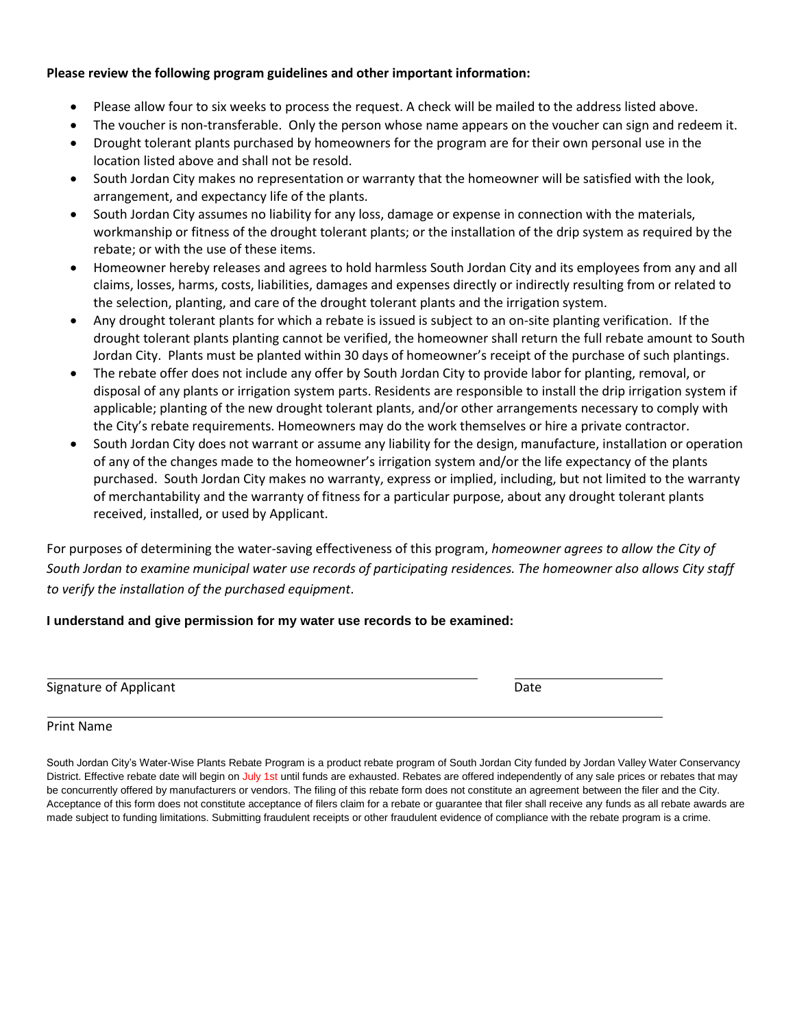**Please review the following program guidelines and other important information:**

- Please allow four to six weeks to process the request. A check will be mailed to the address listed above.
- The voucher is non-transferable. Only the person whose name appears on the voucher can sign and redeem it.
- Drought tolerant plants purchased by homeowners for the program are for their own personal use in the location listed above and shall not be resold.
- South Jordan City makes no representation or warranty that the homeowner will be satisfied with the look, arrangement, and expectancy life of the plants.
- South Jordan City assumes no liability for any loss, damage or expense in connection with the materials, workmanship or fitness of the drought tolerant plants; or the installation of the drip system as required by the rebate; or with the use of these items.
- Homeowner hereby releases and agrees to hold harmless South Jordan City and its employees from any and all claims, losses, harms, costs, liabilities, damages and expenses directly or indirectly resulting from or related to the selection, planting, and care of the drought tolerant plants and the irrigation system.
- Any drought tolerant plants for which a rebate is issued is subject to an on-site planting verification. If the drought tolerant plants planting cannot be verified, the homeowner shall return the full rebate amount to South Jordan City. Plants must be planted within 30 days of homeowner's receipt of the purchase of such plantings.
- The rebate offer does not include any offer by South Jordan City to provide labor for planting, removal, or disposal of any plants or irrigation system parts. Residents are responsible to install the drip irrigation system if applicable; planting of the new drought tolerant plants, and/or other arrangements necessary to comply with the City's rebate requirements. Homeowners may do the work themselves or hire a private contractor.
- South Jordan City does not warrant or assume any liability for the design, manufacture, installation or operation of any of the changes made to the homeowner's irrigation system and/or the life expectancy of the plants purchased. South Jordan City makes no warranty, express or implied, including, but not limited to the warranty of merchantability and the warranty of fitness for a particular purpose, about any drought tolerant plants received, installed, or used by Applicant.

For purposes of determining the water-saving effectiveness of this program, *homeowner agrees to allow the City of South Jordan to examine municipal water use records of participating residences. The homeowner also allows City staff to verify the installation of the purchased equipment*.

**I understand and give permission for my water use records to be examined:**

Signature of Applicant ______________________________ Date ______________

Print Name ______________________________

South Jordan City's Water-Wise Plants Rebate Program is a product rebate program of South Jordan City funded by Jordan Valley Water Conservancy District. Effective rebate date will begin on July 1st until funds are exhausted. Rebates are offered independently of any sale prices or rebates that may be concurrently offered by manufacturers or vendors. The filing of this rebate form does not constitute an agreement between the filer and the City. Acceptance of this form does not constitute acceptance of filers claim for a rebate or guarantee that filer shall receive any funds as all rebate awards are made subject to funding limitations. Submitting fraudulent receipts or other fraudulent evidence of compliance with the rebate program is a crime.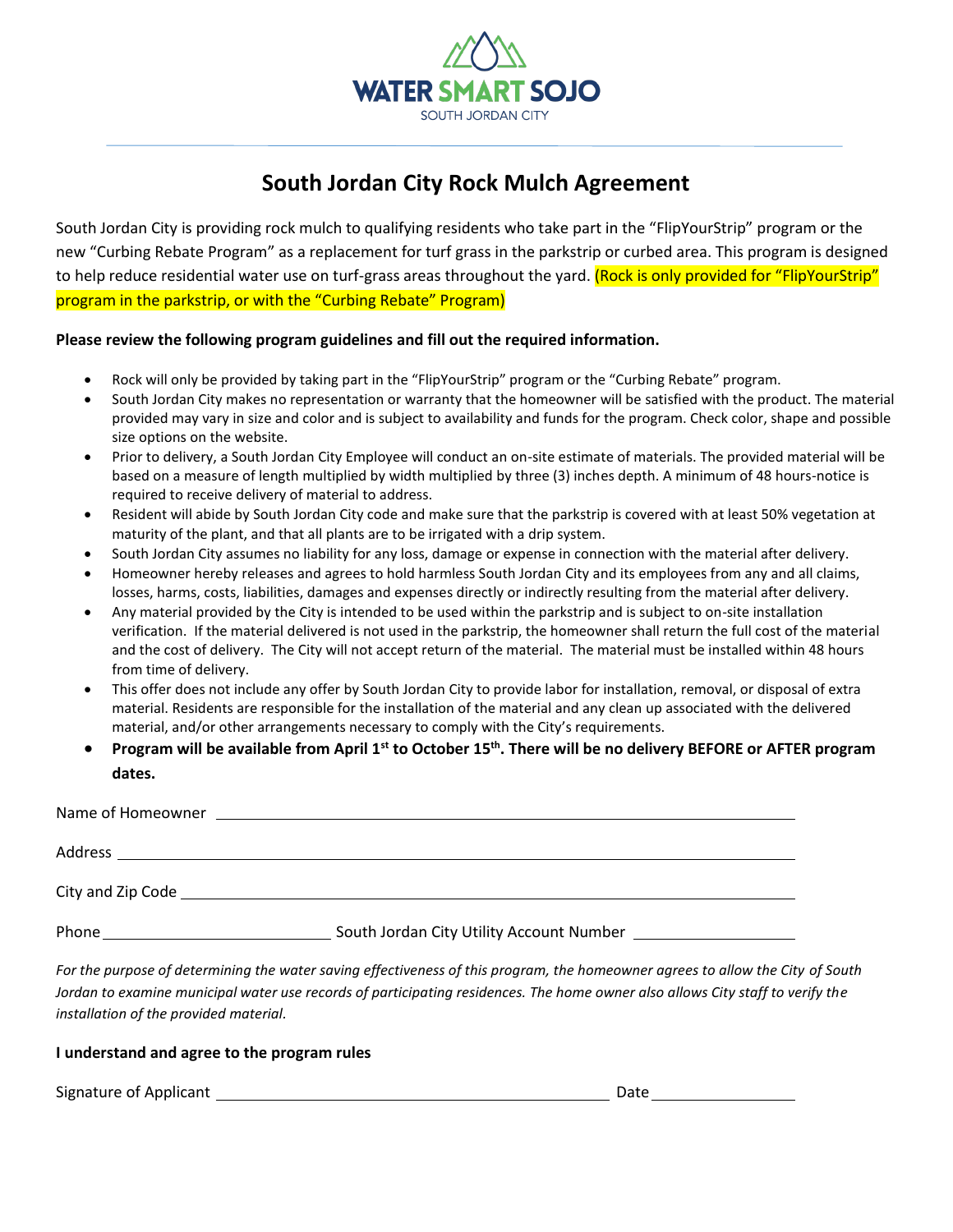WATER SMART SOJO

SOUTH JORDAN CITY

# South Jordan City Rock Mulch Agreement

South Jordan City is providing rock mulch to qualifying residents who take part in the "FlipYourStrip" program or the new "Curbing Rebate Program" as a replacement for turf grass in the parkstrip or curbed area. This program is designed to help reduce residential water use on turf-grass areas throughout the yard. (Rock is only provided for "FlipYourStrip" program in the parkstrip, or with the "Curbing Rebate" Program)

**Please review the following program guidelines and fill out the required information.**

- Rock will only be provided by taking part in the "FlipYourStrip" program or the "Curbing Rebate" program.
- South Jordan City makes no representation or warranty that the homeowner will be satisfied with the product. The material provided may vary in size and color and is subject to availability and funds for the program. Check color, shape and possible size options on the website.
- Prior to delivery, a South Jordan City Employee will conduct an on-site estimate of materials. The provided material will be based on a measure of length multiplied by width multiplied by three (3) inches depth. A minimum of 48 hours-notice is required to receive delivery of material to address.
- Resident will abide by South Jordan City code and make sure that the parkstrip is covered with at least 50% vegetation at maturity of the plant, and that all plants are to be irrigated with a drip system.
- South Jordan City assumes no liability for any loss, damage or expense in connection with the material after delivery.
- Homeowner hereby releases and agrees to hold harmless South Jordan City and its employees from any and all claims, losses, harms, costs, liabilities, damages and expenses directly or indirectly resulting from the material after delivery.
- Any material provided by the City is intended to be used within the parkstrip and is subject to on-site installation verification. If the material delivered is not used in the parkstrip, the homeowner shall return the full cost of the material and the cost of delivery. The City will not accept return of the material. The material must be installed within 48 hours from time of delivery.
- This offer does not include any offer by South Jordan City to provide labor for installation, removal, or disposal of extra material. Residents are responsible for the installation of the material and any clean up associated with the delivered material, and/or other arrangements necessary to comply with the City's requirements.
- **Program will be available from April 1st to October 15th. There will be no delivery BEFORE or AFTER program dates.**

Name of Homeowner ______________________________

Address ______________________________

City and Zip Code ______________________________

Phone ______________ South Jordan City Utility Account Number ______________

*For the purpose of determining the water saving effectiveness of this program, the homeowner agrees to allow the City of South Jordan to examine municipal water use records of participating residences. The home owner also allows City staff to verify the installation of the provided material.*

**I understand and agree to the program rules**

Signature of Applicant ______________________ Date ____________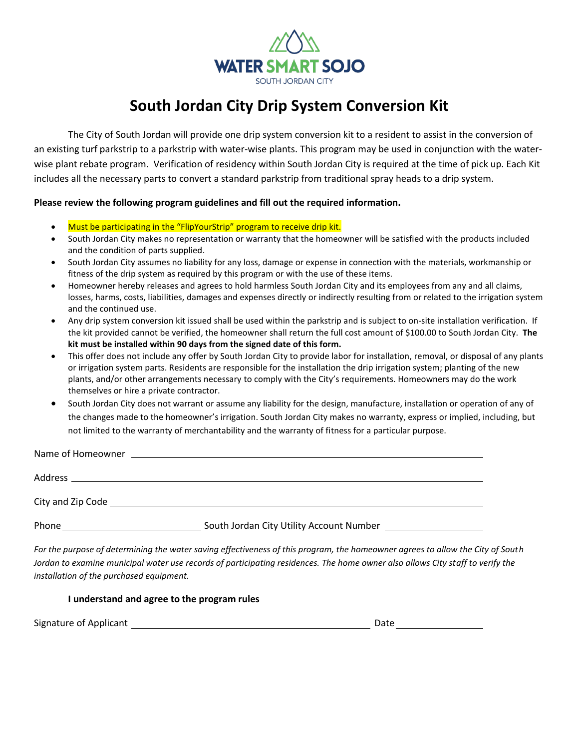WATER SMART SOJO

SOUTH JORDAN CITY

# South Jordan City Drip System Conversion Kit

The City of South Jordan will provide one drip system conversion kit to a resident to assist in the conversion of an existing turf parkstrip to a parkstrip with water-wise plants. This program may be used in conjunction with the water-wise plant rebate program. Verification of residency within South Jordan City is required at the time of pick up. Each Kit includes all the necessary parts to convert a standard parkstrip from traditional spray heads to a drip system.

**Please review the following program guidelines and fill out the required information.**

- Must be participating in the "FlipYourStrip" program to receive drip kit.
- South Jordan City makes no representation or warranty that the homeowner will be satisfied with the products included and the condition of parts supplied.
- South Jordan City assumes no liability for any loss, damage or expense in connection with the materials, workmanship or fitness of the drip system as required by this program or with the use of these items.
- Homeowner hereby releases and agrees to hold harmless South Jordan City and its employees from any and all claims, losses, harms, costs, liabilities, damages and expenses directly or indirectly resulting from or related to the irrigation system and the continued use.
- Any drip system conversion kit issued shall be used within the parkstrip and is subject to on-site installation verification. If the kit provided cannot be verified, the homeowner shall return the full cost amount of $100.00 to South Jordan City. **The kit must be installed within 90 days from the signed date of this form.**
- This offer does not include any offer by South Jordan City to provide labor for installation, removal, or disposal of any plants or irrigation system parts. Residents are responsible for the installation the drip irrigation system; planting of the new plants, and/or other arrangements necessary to comply with the City's requirements. Homeowners may do the work themselves or hire a private contractor.
- South Jordan City does not warrant or assume any liability for the design, manufacture, installation or operation of any of the changes made to the homeowner's irrigation. South Jordan City makes no warranty, express or implied, including, but not limited to the warranty of merchantability and the warranty of fitness for a particular purpose.

Name of Homeowner ______________________________

Address ______________________________

City and Zip Code ______________________________

Phone ______________ South Jordan City Utility Account Number ______________

*For the purpose of determining the water saving effectiveness of this program, the homeowner agrees to allow the City of South Jordan to examine municipal water use records of participating residences. The home owner also allows City staff to verify the installation of the purchased equipment.*

**I understand and agree to the program rules**

Signature of Applicant ______________________________ Date ______________